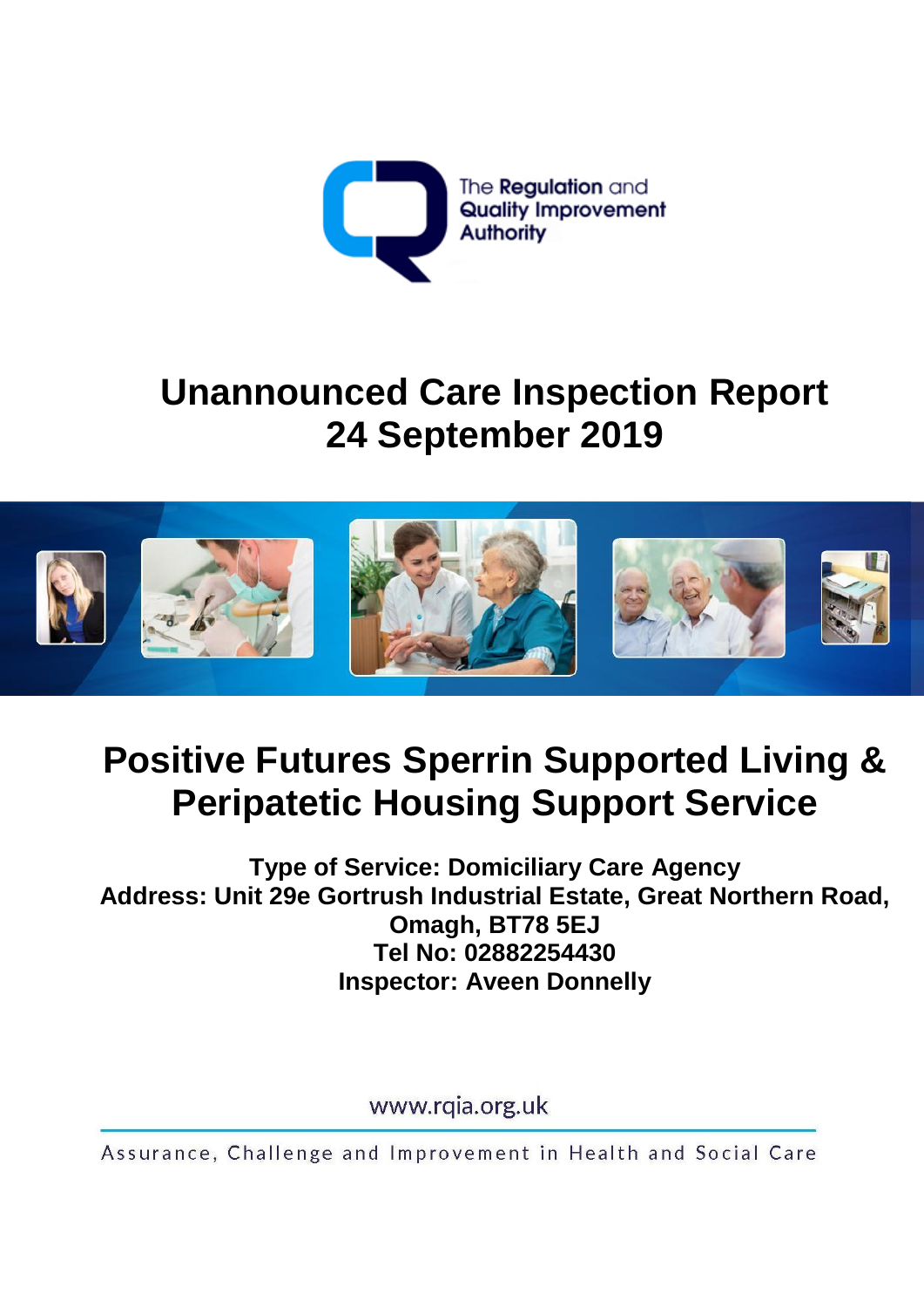The Regulation and Quality Improvement Authority

# Unannounced Care Inspection Report
# 24 September 2019

# Positive Futures Sperrin Supported Living & Peripatetic Housing Support Service

**Type of Service: Domiciliary Care Agency**
**Address: Unit 29e Gortrush Industrial Estate, Great Northern Road, Omagh, BT78 5EJ**
**Tel No: 02882254430**
**Inspector: Aveen Donnelly**

www.rqia.org.uk

Assurance, Challenge and Improvement in Health and Social Care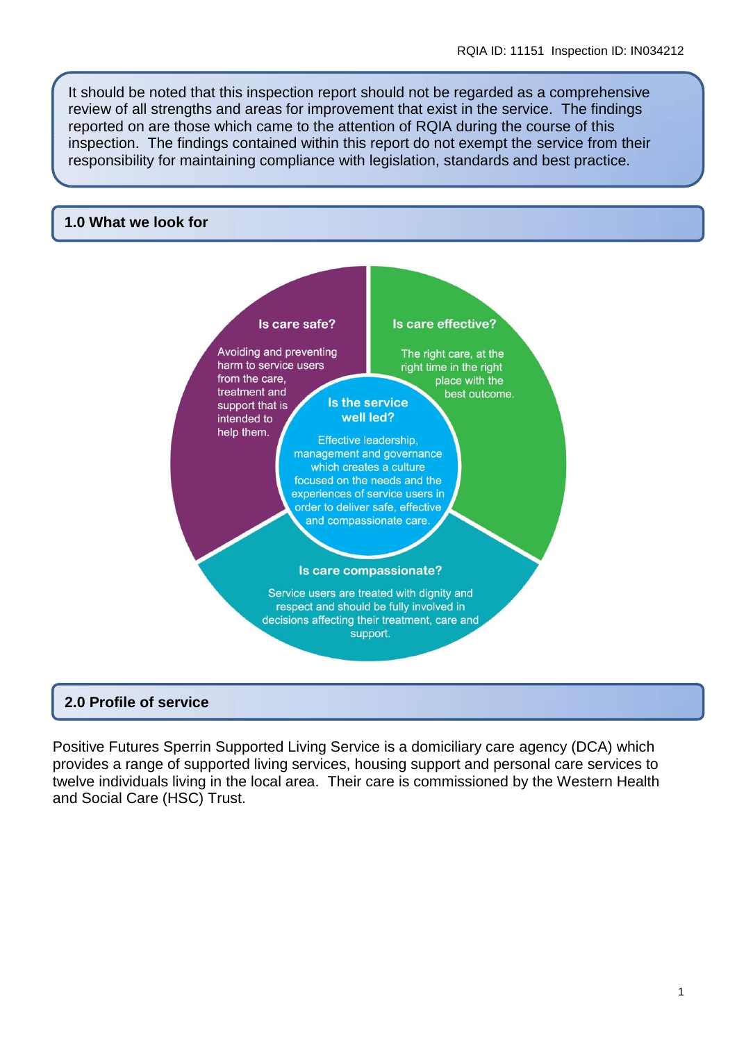It should be noted that this inspection report should not be regarded as a comprehensive review of all strengths and areas for improvement that exist in the service. The findings reported on are those which came to the attention of RQIA during the course of this inspection. The findings contained within this report do not exempt the service from their responsibility for maintaining compliance with legislation, standards and best practice.

## 1.0 What we look for

Is care safe?

Avoiding and preventing harm to service users from the care, treatment and support that is intended to help them.

Is care effective?

The right care, at the right time in the right place with the best outcome.

Is the service well led?

Effective leadership, management and governance which creates a culture focused on the needs and the experiences of service users in order to deliver safe, effective and compassionate care.

Is care compassionate?

Service users are treated with dignity and respect and should be fully involved in decisions affecting their treatment, care and support.

## 2.0 Profile of service

Positive Futures Sperrin Supported Living Service is a domiciliary care agency (DCA) which provides a range of supported living services, housing support and personal care services to twelve individuals living in the local area. Their care is commissioned by the Western Health and Social Care (HSC) Trust.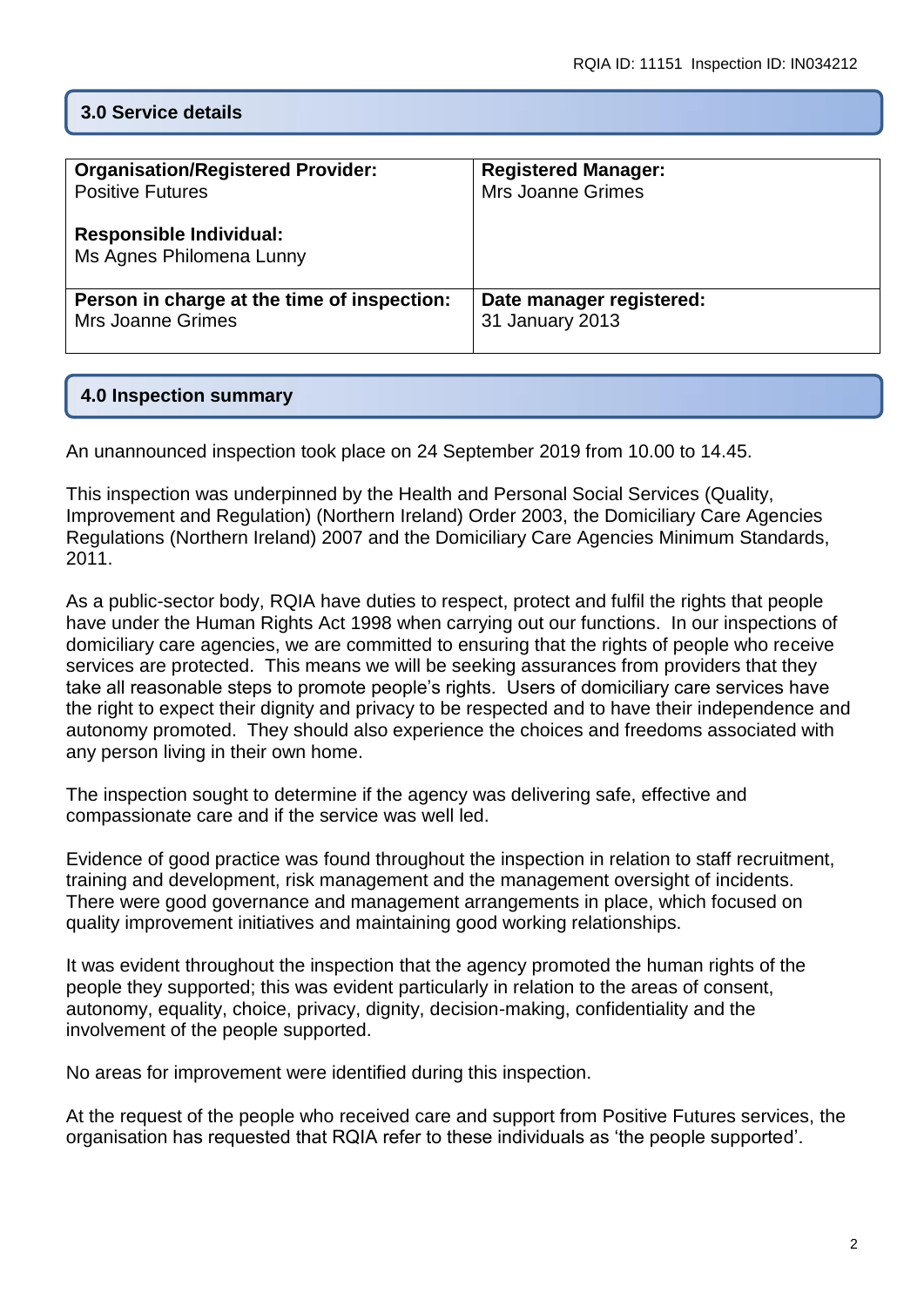## 3.0 Service details

| | |
|---|---|
| **Organisation/Registered Provider:**<br>Positive Futures<br><br>**Responsible Individual:**<br>Ms Agnes Philomena Lunny | **Registered Manager:**<br>Mrs Joanne Grimes |
| **Person in charge at the time of inspection:**<br>Mrs Joanne Grimes | **Date manager registered:**<br>31 January 2013 |

## 4.0 Inspection summary

An unannounced inspection took place on 24 September 2019 from 10.00 to 14.45.

This inspection was underpinned by the Health and Personal Social Services (Quality, Improvement and Regulation) (Northern Ireland) Order 2003, the Domiciliary Care Agencies Regulations (Northern Ireland) 2007 and the Domiciliary Care Agencies Minimum Standards, 2011.

As a public-sector body, RQIA have duties to respect, protect and fulfil the rights that people have under the Human Rights Act 1998 when carrying out our functions. In our inspections of domiciliary care agencies, we are committed to ensuring that the rights of people who receive services are protected. This means we will be seeking assurances from providers that they take all reasonable steps to promote people's rights. Users of domiciliary care services have the right to expect their dignity and privacy to be respected and to have their independence and autonomy promoted. They should also experience the choices and freedoms associated with any person living in their own home.

The inspection sought to determine if the agency was delivering safe, effective and compassionate care and if the service was well led.

Evidence of good practice was found throughout the inspection in relation to staff recruitment, training and development, risk management and the management oversight of incidents. There were good governance and management arrangements in place, which focused on quality improvement initiatives and maintaining good working relationships.

It was evident throughout the inspection that the agency promoted the human rights of the people they supported; this was evident particularly in relation to the areas of consent, autonomy, equality, choice, privacy, dignity, decision-making, confidentiality and the involvement of the people supported.

No areas for improvement were identified during this inspection.

At the request of the people who received care and support from Positive Futures services, the organisation has requested that RQIA refer to these individuals as 'the people supported'.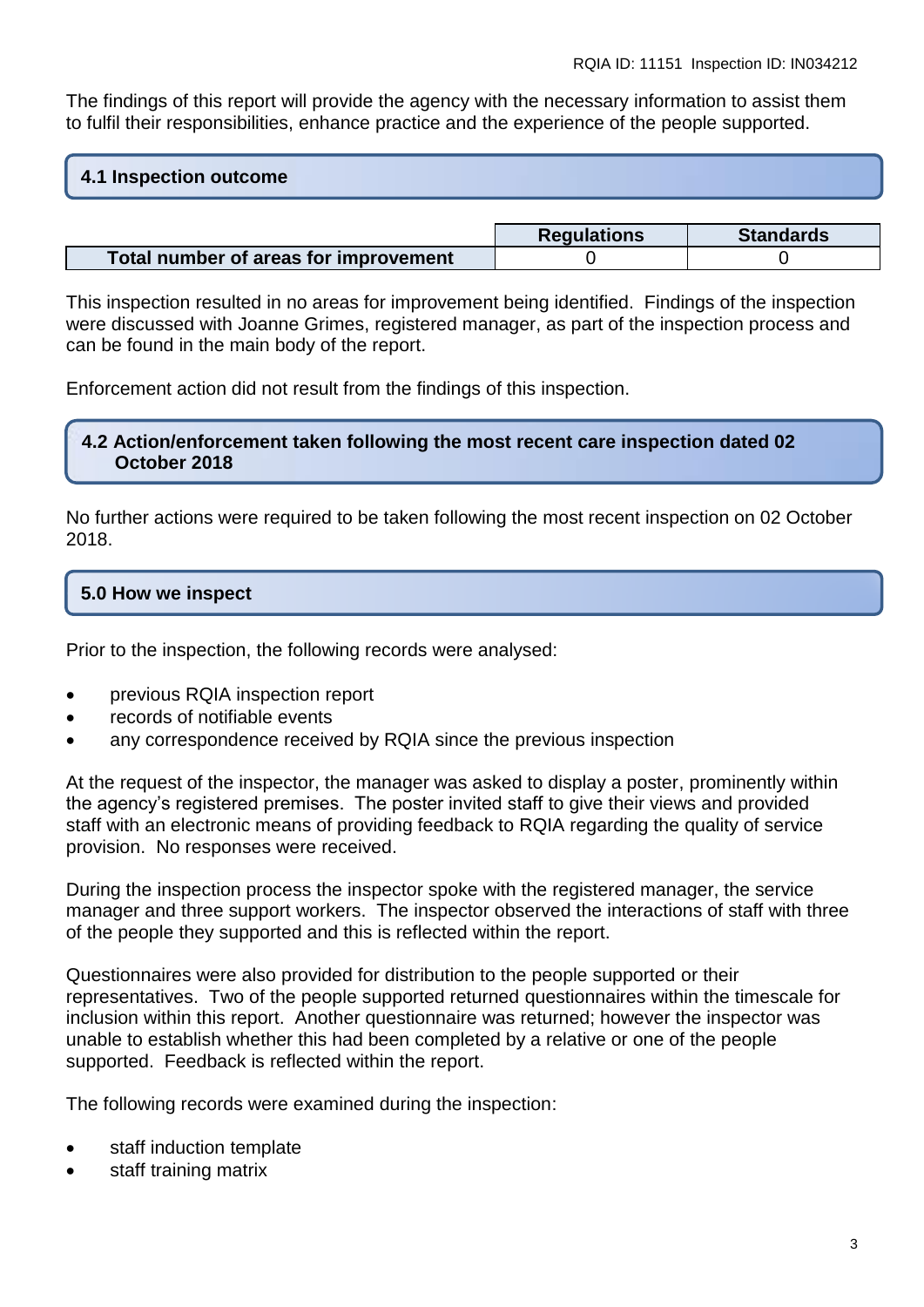The findings of this report will provide the agency with the necessary information to assist them to fulfil their responsibilities, enhance practice and the experience of the people supported.

## 4.1 Inspection outcome

| | Regulations | Standards |
|---|---|---|
| **Total number of areas for improvement** | 0 | 0 |

This inspection resulted in no areas for improvement being identified. Findings of the inspection were discussed with Joanne Grimes, registered manager, as part of the inspection process and can be found in the main body of the report.

Enforcement action did not result from the findings of this inspection.

## 4.2 Action/enforcement taken following the most recent care inspection dated 02 October 2018

No further actions were required to be taken following the most recent inspection on 02 October 2018.

## 5.0 How we inspect

Prior to the inspection, the following records were analysed:

- previous RQIA inspection report
- records of notifiable events
- any correspondence received by RQIA since the previous inspection

At the request of the inspector, the manager was asked to display a poster, prominently within the agency's registered premises. The poster invited staff to give their views and provided staff with an electronic means of providing feedback to RQIA regarding the quality of service provision. No responses were received.

During the inspection process the inspector spoke with the registered manager, the service manager and three support workers. The inspector observed the interactions of staff with three of the people they supported and this is reflected within the report.

Questionnaires were also provided for distribution to the people supported or their representatives. Two of the people supported returned questionnaires within the timescale for inclusion within this report. Another questionnaire was returned; however the inspector was unable to establish whether this had been completed by a relative or one of the people supported. Feedback is reflected within the report.

The following records were examined during the inspection:

- staff induction template
- staff training matrix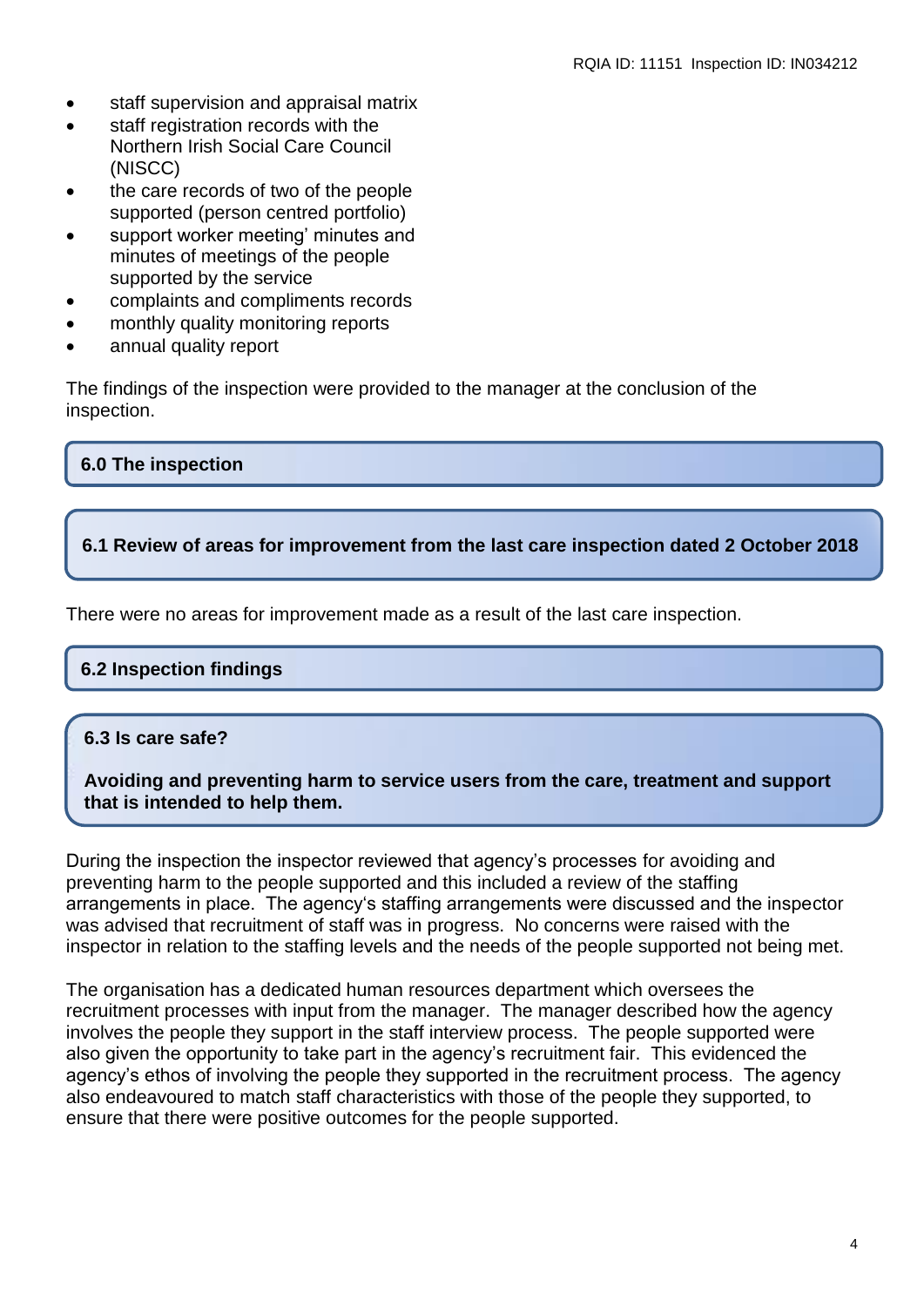- staff supervision and appraisal matrix
- staff registration records with the Northern Irish Social Care Council (NISCC)
- the care records of two of the people supported (person centred portfolio)
- support worker meeting' minutes and minutes of meetings of the people supported by the service
- complaints and compliments records
- monthly quality monitoring reports
- annual quality report

The findings of the inspection were provided to the manager at the conclusion of the inspection.

## 6.0 The inspection

### 6.1 Review of areas for improvement from the last care inspection dated 2 October 2018

There were no areas for improvement made as a result of the last care inspection.

### 6.2 Inspection findings

### 6.3 Is care safe?

**Avoiding and preventing harm to service users from the care, treatment and support that is intended to help them.**

During the inspection the inspector reviewed that agency's processes for avoiding and preventing harm to the people supported and this included a review of the staffing arrangements in place. The agency's staffing arrangements were discussed and the inspector was advised that recruitment of staff was in progress. No concerns were raised with the inspector in relation to the staffing levels and the needs of the people supported not being met.

The organisation has a dedicated human resources department which oversees the recruitment processes with input from the manager. The manager described how the agency involves the people they support in the staff interview process. The people supported were also given the opportunity to take part in the agency's recruitment fair. This evidenced the agency's ethos of involving the people they supported in the recruitment process. The agency also endeavoured to match staff characteristics with those of the people they supported, to ensure that there were positive outcomes for the people supported.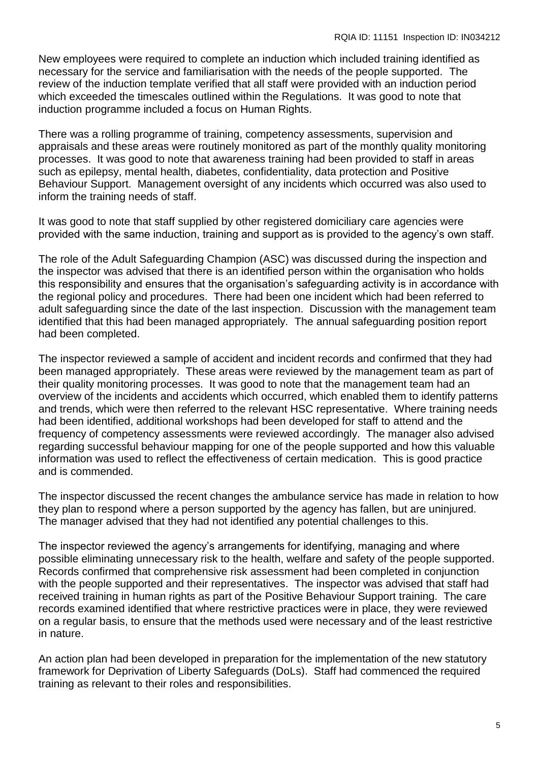New employees were required to complete an induction which included training identified as necessary for the service and familiarisation with the needs of the people supported. The review of the induction template verified that all staff were provided with an induction period which exceeded the timescales outlined within the Regulations. It was good to note that induction programme included a focus on Human Rights.

There was a rolling programme of training, competency assessments, supervision and appraisals and these areas were routinely monitored as part of the monthly quality monitoring processes. It was good to note that awareness training had been provided to staff in areas such as epilepsy, mental health, diabetes, confidentiality, data protection and Positive Behaviour Support. Management oversight of any incidents which occurred was also used to inform the training needs of staff.

It was good to note that staff supplied by other registered domiciliary care agencies were provided with the same induction, training and support as is provided to the agency's own staff.

The role of the Adult Safeguarding Champion (ASC) was discussed during the inspection and the inspector was advised that there is an identified person within the organisation who holds this responsibility and ensures that the organisation's safeguarding activity is in accordance with the regional policy and procedures. There had been one incident which had been referred to adult safeguarding since the date of the last inspection. Discussion with the management team identified that this had been managed appropriately. The annual safeguarding position report had been completed.

The inspector reviewed a sample of accident and incident records and confirmed that they had been managed appropriately. These areas were reviewed by the management team as part of their quality monitoring processes. It was good to note that the management team had an overview of the incidents and accidents which occurred, which enabled them to identify patterns and trends, which were then referred to the relevant HSC representative. Where training needs had been identified, additional workshops had been developed for staff to attend and the frequency of competency assessments were reviewed accordingly. The manager also advised regarding successful behaviour mapping for one of the people supported and how this valuable information was used to reflect the effectiveness of certain medication. This is good practice and is commended.

The inspector discussed the recent changes the ambulance service has made in relation to how they plan to respond where a person supported by the agency has fallen, but are uninjured. The manager advised that they had not identified any potential challenges to this.

The inspector reviewed the agency's arrangements for identifying, managing and where possible eliminating unnecessary risk to the health, welfare and safety of the people supported. Records confirmed that comprehensive risk assessment had been completed in conjunction with the people supported and their representatives. The inspector was advised that staff had received training in human rights as part of the Positive Behaviour Support training. The care records examined identified that where restrictive practices were in place, they were reviewed on a regular basis, to ensure that the methods used were necessary and of the least restrictive in nature.

An action plan had been developed in preparation for the implementation of the new statutory framework for Deprivation of Liberty Safeguards (DoLs). Staff had commenced the required training as relevant to their roles and responsibilities.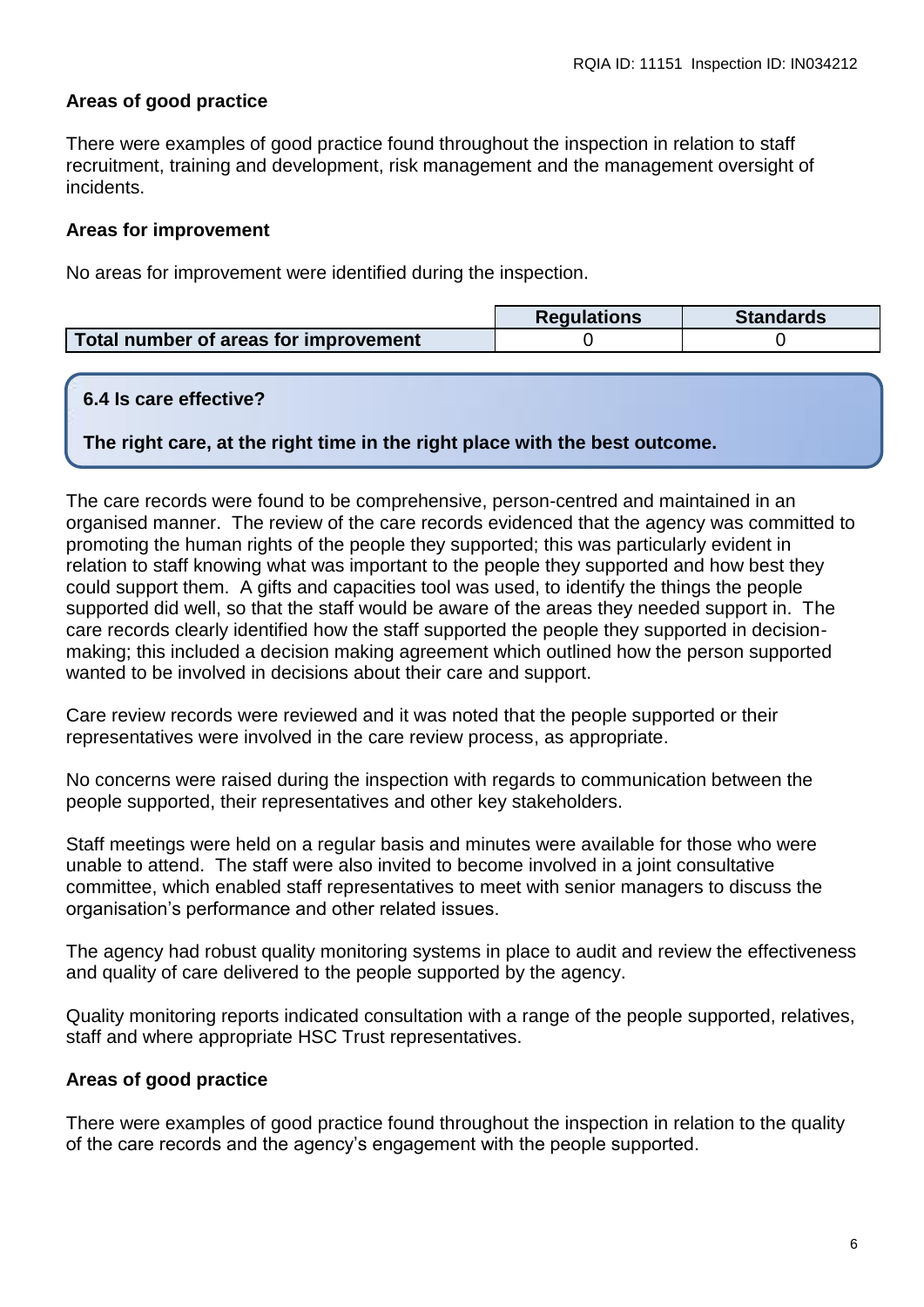### Areas of good practice

There were examples of good practice found throughout the inspection in relation to staff recruitment, training and development, risk management and the management oversight of incidents.

### Areas for improvement

No areas for improvement were identified during the inspection.

| | Regulations | Standards |
|---|---|---|
| **Total number of areas for improvement** | 0 | 0 |

## 6.4 Is care effective?

**The right care, at the right time in the right place with the best outcome.**

The care records were found to be comprehensive, person-centred and maintained in an organised manner. The review of the care records evidenced that the agency was committed to promoting the human rights of the people they supported; this was particularly evident in relation to staff knowing what was important to the people they supported and how best they could support them. A gifts and capacities tool was used, to identify the things the people supported did well, so that the staff would be aware of the areas they needed support in. The care records clearly identified how the staff supported the people they supported in decision-making; this included a decision making agreement which outlined how the person supported wanted to be involved in decisions about their care and support.

Care review records were reviewed and it was noted that the people supported or their representatives were involved in the care review process, as appropriate.

No concerns were raised during the inspection with regards to communication between the people supported, their representatives and other key stakeholders.

Staff meetings were held on a regular basis and minutes were available for those who were unable to attend. The staff were also invited to become involved in a joint consultative committee, which enabled staff representatives to meet with senior managers to discuss the organisation's performance and other related issues.

The agency had robust quality monitoring systems in place to audit and review the effectiveness and quality of care delivered to the people supported by the agency.

Quality monitoring reports indicated consultation with a range of the people supported, relatives, staff and where appropriate HSC Trust representatives.

### Areas of good practice

There were examples of good practice found throughout the inspection in relation to the quality of the care records and the agency's engagement with the people supported.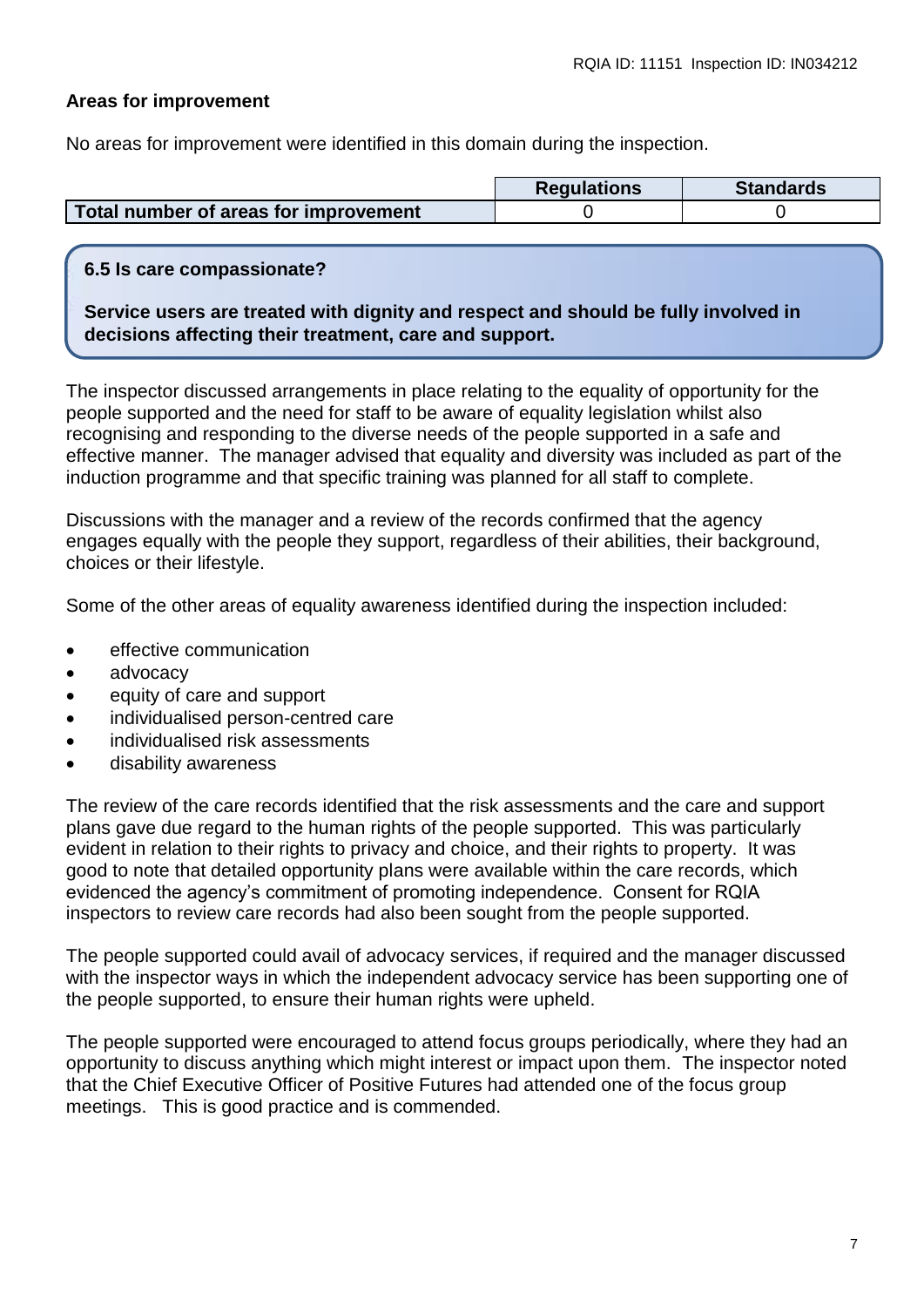**Areas for improvement**

No areas for improvement were identified in this domain during the inspection.

| | Regulations | Standards |
|---|---|---|
| **Total number of areas for improvement** | 0 | 0 |

**6.5 Is care compassionate?**

**Service users are treated with dignity and respect and should be fully involved in decisions affecting their treatment, care and support.**

The inspector discussed arrangements in place relating to the equality of opportunity for the people supported and the need for staff to be aware of equality legislation whilst also recognising and responding to the diverse needs of the people supported in a safe and effective manner. The manager advised that equality and diversity was included as part of the induction programme and that specific training was planned for all staff to complete.

Discussions with the manager and a review of the records confirmed that the agency engages equally with the people they support, regardless of their abilities, their background, choices or their lifestyle.

Some of the other areas of equality awareness identified during the inspection included:

- effective communication
- advocacy
- equity of care and support
- individualised person-centred care
- individualised risk assessments
- disability awareness

The review of the care records identified that the risk assessments and the care and support plans gave due regard to the human rights of the people supported. This was particularly evident in relation to their rights to privacy and choice, and their rights to property. It was good to note that detailed opportunity plans were available within the care records, which evidenced the agency's commitment of promoting independence. Consent for RQIA inspectors to review care records had also been sought from the people supported.

The people supported could avail of advocacy services, if required and the manager discussed with the inspector ways in which the independent advocacy service has been supporting one of the people supported, to ensure their human rights were upheld.

The people supported were encouraged to attend focus groups periodically, where they had an opportunity to discuss anything which might interest or impact upon them. The inspector noted that the Chief Executive Officer of Positive Futures had attended one of the focus group meetings. This is good practice and is commended.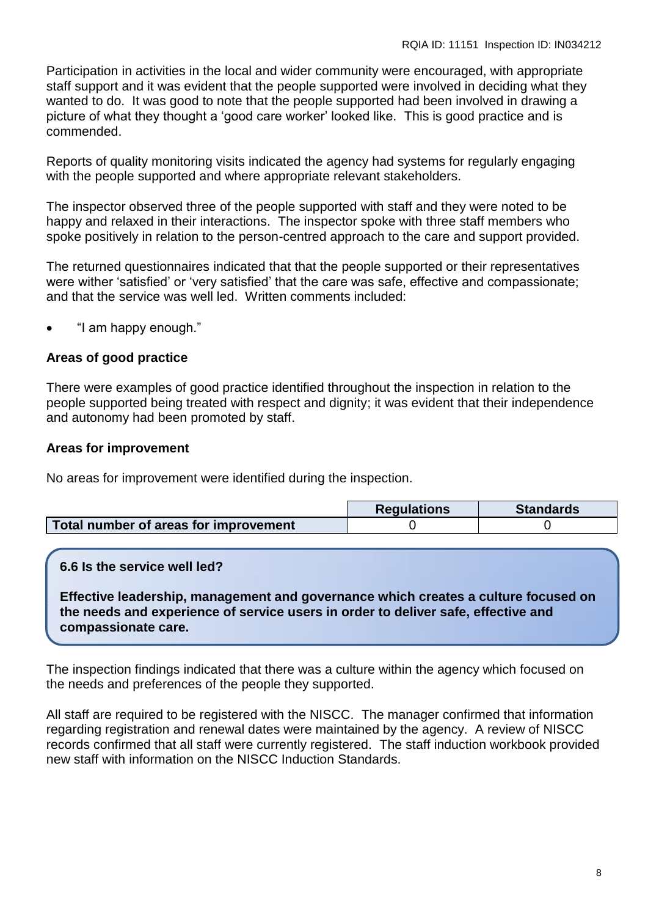Participation in activities in the local and wider community were encouraged, with appropriate staff support and it was evident that the people supported were involved in deciding what they wanted to do. It was good to note that the people supported had been involved in drawing a picture of what they thought a 'good care worker' looked like. This is good practice and is commended.

Reports of quality monitoring visits indicated the agency had systems for regularly engaging with the people supported and where appropriate relevant stakeholders.

The inspector observed three of the people supported with staff and they were noted to be happy and relaxed in their interactions. The inspector spoke with three staff members who spoke positively in relation to the person-centred approach to the care and support provided.

The returned questionnaires indicated that that the people supported or their representatives were wither 'satisfied' or 'very satisfied' that the care was safe, effective and compassionate; and that the service was well led. Written comments included:

- "I am happy enough."

**Areas of good practice**

There were examples of good practice identified throughout the inspection in relation to the people supported being treated with respect and dignity; it was evident that their independence and autonomy had been promoted by staff.

**Areas for improvement**

No areas for improvement were identified during the inspection.

| | Regulations | Standards |
|---|---|---|
| **Total number of areas for improvement** | 0 | 0 |

**6.6 Is the service well led?**

**Effective leadership, management and governance which creates a culture focused on the needs and experience of service users in order to deliver safe, effective and compassionate care.**

The inspection findings indicated that there was a culture within the agency which focused on the needs and preferences of the people they supported.

All staff are required to be registered with the NISCC. The manager confirmed that information regarding registration and renewal dates were maintained by the agency. A review of NISCC records confirmed that all staff were currently registered. The staff induction workbook provided new staff with information on the NISCC Induction Standards.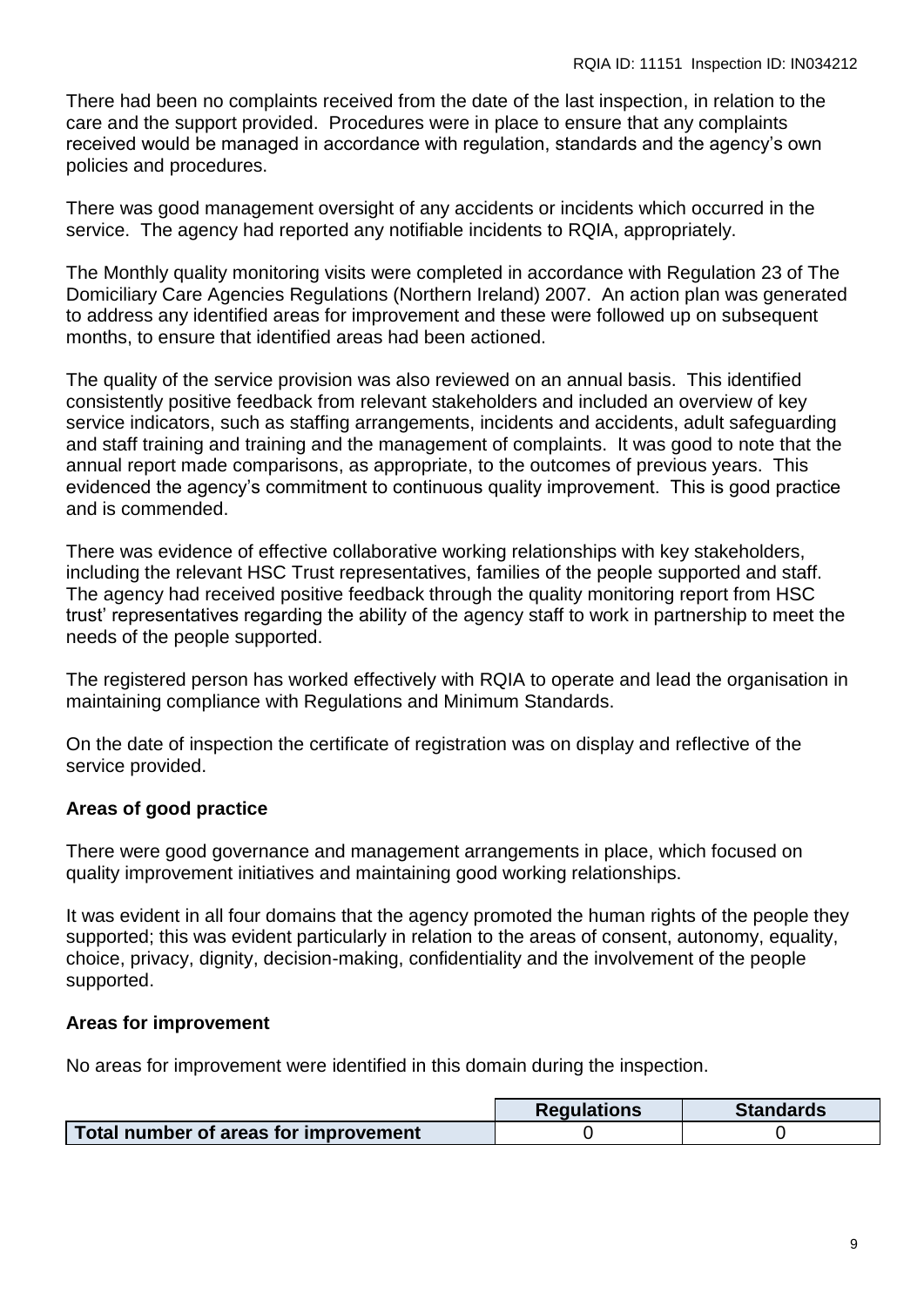There had been no complaints received from the date of the last inspection, in relation to the care and the support provided. Procedures were in place to ensure that any complaints received would be managed in accordance with regulation, standards and the agency's own policies and procedures.

There was good management oversight of any accidents or incidents which occurred in the service. The agency had reported any notifiable incidents to RQIA, appropriately.

The Monthly quality monitoring visits were completed in accordance with Regulation 23 of The Domiciliary Care Agencies Regulations (Northern Ireland) 2007. An action plan was generated to address any identified areas for improvement and these were followed up on subsequent months, to ensure that identified areas had been actioned.

The quality of the service provision was also reviewed on an annual basis. This identified consistently positive feedback from relevant stakeholders and included an overview of key service indicators, such as staffing arrangements, incidents and accidents, adult safeguarding and staff training and training and the management of complaints. It was good to note that the annual report made comparisons, as appropriate, to the outcomes of previous years. This evidenced the agency's commitment to continuous quality improvement. This is good practice and is commended.

There was evidence of effective collaborative working relationships with key stakeholders, including the relevant HSC Trust representatives, families of the people supported and staff. The agency had received positive feedback through the quality monitoring report from HSC trust' representatives regarding the ability of the agency staff to work in partnership to meet the needs of the people supported.

The registered person has worked effectively with RQIA to operate and lead the organisation in maintaining compliance with Regulations and Minimum Standards.

On the date of inspection the certificate of registration was on display and reflective of the service provided.

**Areas of good practice**

There were good governance and management arrangements in place, which focused on quality improvement initiatives and maintaining good working relationships.

It was evident in all four domains that the agency promoted the human rights of the people they supported; this was evident particularly in relation to the areas of consent, autonomy, equality, choice, privacy, dignity, decision-making, confidentiality and the involvement of the people supported.

**Areas for improvement**

No areas for improvement were identified in this domain during the inspection.

| | Regulations | Standards |
|---|---|---|
| **Total number of areas for improvement** | 0 | 0 |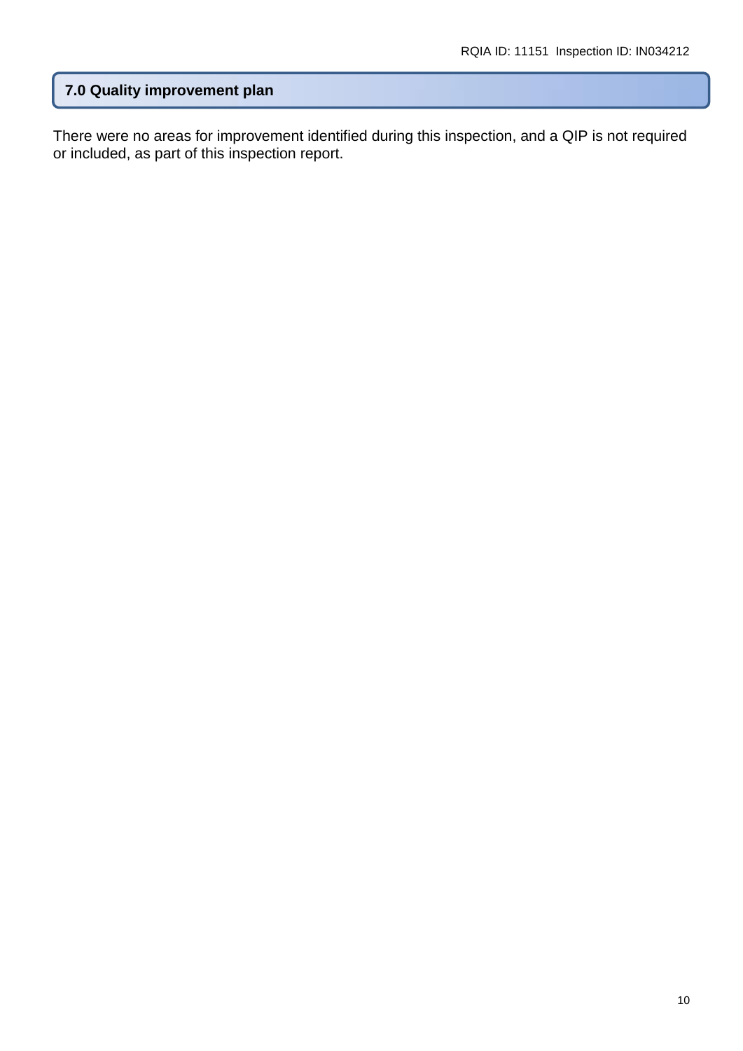## 7.0 Quality improvement plan

There were no areas for improvement identified during this inspection, and a QIP is not required or included, as part of this inspection report.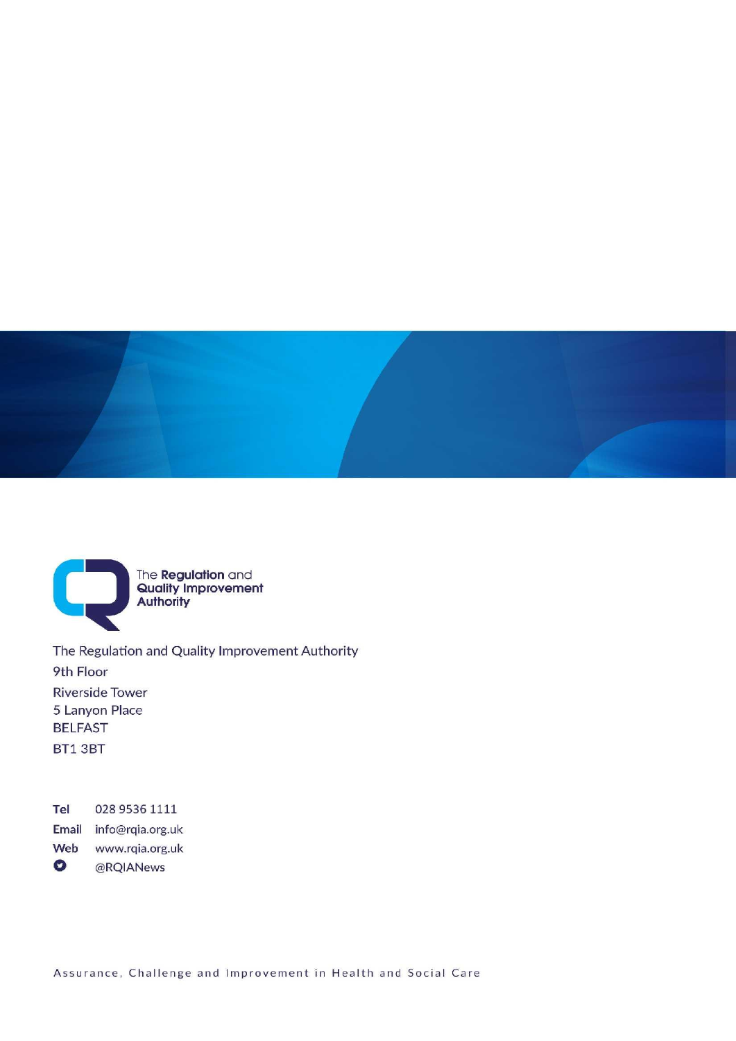The Regulation and Quality Improvement Authority

The Regulation and Quality Improvement Authority
9th Floor
Riverside Tower
5 Lanyon Place
BELFAST
BT1 3BT

| | |
|---|---|
| **Tel** | 028 9536 1111 |
| **Email** | info@rqia.org.uk |
| **Web** | www.rqia.org.uk |
| | @RQIANews |

Assurance, Challenge and Improvement in Health and Social Care